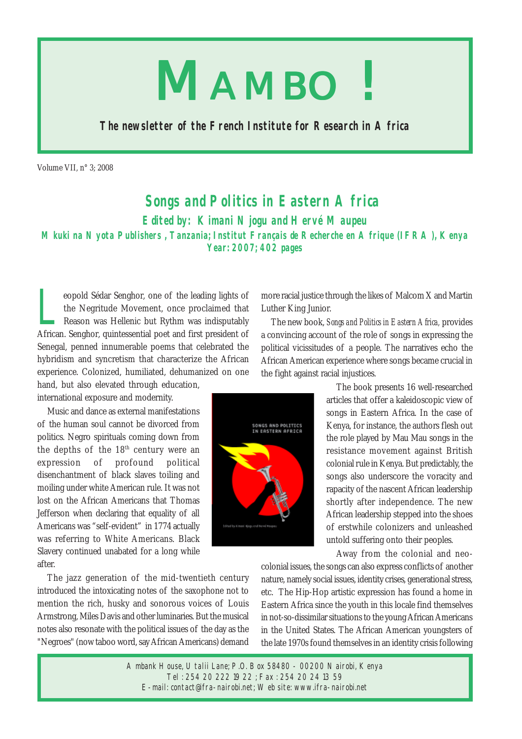# MAMBO !

**The newsletter of the French Institute for Research in Africa**

Volume VII, n° 3; 2008

## Songs and Politics in Eastern Africa

**Edited by: Kimani Njogu and Hervé Maupeu**

**Mkuki na Nyota Publishers, Tanzania; Institut Français de Recherche en Afrique (IFRA), Kenya**

**Year: 2007; 402 pages**

Leopold Sédar Senghor, one of the leading lights of the Negritude Movement, once proclaimed that Reason was Hellenic but Rythm was indisputably African. Senghor, quintessential poet and first president of Senegal, penned innumerable poems that celebrated the hybridism and syncretism that characterize the African experience. Colonized, humiliated, dehumanized on one hand, but also elevated through education, international exposure and modernity.

Music and dance as external manifestations of the human soul cannot be divorced from politics. Negro spirituals coming down from the depths of the 18th century were an expression of profound political disenchantment of black slaves toiling and moiling under white American rule. It was not lost on the African Americans that Thomas Jefferson when declaring that equality of all Americans was "self-evident" in 1774 actually was referring to White Americans. Black Slavery continued unabated for a long while after.

The jazz generation of the mid-twentieth century introduced the intoxicating notes of the saxophone not to mention the rich, husky and sonorous voices of Louis Armstrong, Miles Davis and other luminaries. But the musical notes also resonate with the political issues of the day as the "Negroes" (now taboo word, say African Americans) demand more racial justice through the likes of Malcom X and Martin Luther King Junior.

The new book, *Songs and Politics in Eastern Africa,* provides a convincing account of the role of songs in expressing the political vicissitudes of a people. The narratives echo the African American experience where songs became crucial in the fight against racial injustices.

The book presents 16 well-researched articles that offer a kaleidoscopic view of songs in Eastern Africa. In the case of Kenya, for instance, the authors flesh out the role played by Mau Mau songs in the resistance movement against British colonial rule in Kenya. But predictably, the songs also underscore the voracity and rapacity of the nascent African leadership shortly after independence. The new African leadership stepped into the shoes of erstwhile colonizers and unleashed untold suffering onto their peoples.

Away from the colonial and neo-colonial issues, the songs can also express conflicts of another nature, namely social issues, identity crises, generational stress, etc. The Hip-Hop artistic expression has found a home in Eastern Africa since the youth in this locale find themselves in not-so-dissimilar situations to the young African Americans in the United States. The African American youngsters of the late 1970s found themselves in an identity crisis following

Ambank House, Utalii Lane; P.O. Box 58480 - 00200 Nairobi, Kenya
Tel: 254 20 222 19 22 ; Fax: 254 20 24 13 59
E-mail: contact@ifra-nairobi.net; Web site: www.ifra-nairobi.net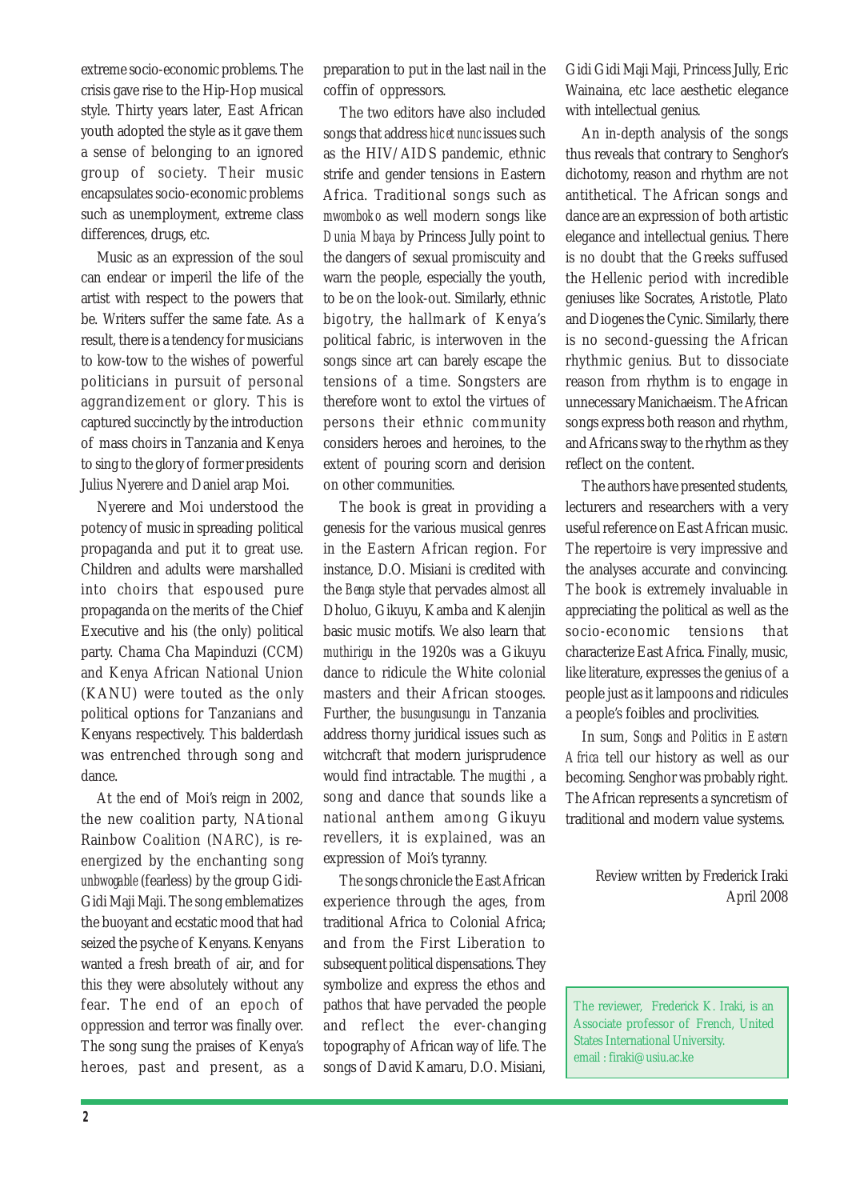extreme socio-economic problems. The crisis gave rise to the Hip-Hop musical style. Thirty years later, East African youth adopted the style as it gave them a sense of belonging to an ignored group of society. Their music encapsulates socio-economic problems such as unemployment, extreme class differences, drugs, etc.

Music as an expression of the soul can endear or imperil the life of the artist with respect to the powers that be. Writers suffer the same fate. As a result, there is a tendency for musicians to kow-tow to the wishes of powerful politicians in pursuit of personal aggrandizement or glory. This is captured succinctly by the introduction of mass choirs in Tanzania and Kenya to sing to the glory of former presidents Julius Nyerere and Daniel arap Moi.

Nyerere and Moi understood the potency of music in spreading political propaganda and put it to great use. Children and adults were marshalled into choirs that espoused pure propaganda on the merits of the Chief Executive and his (the only) political party. Chama Cha Mapinduzi (CCM) and Kenya African National Union (KANU) were touted as the only political options for Tanzanians and Kenyans respectively. This balderdash was entrenched through song and dance.

At the end of Moi's reign in 2002, the new coalition party, NAtional Rainbow Coalition (NARC), is re-energized by the enchanting song *unbwogable* (fearless) by the group Gidi-Gidi Maji Maji. The song emblematizes the buoyant and ecstatic mood that had seized the psyche of Kenyans. Kenyans wanted a fresh breath of air, and for this they were absolutely without any fear. The end of an epoch of oppression and terror was finally over. The song sung the praises of Kenya's heroes, past and present, as a preparation to put in the last nail in the coffin of oppressors.

The two editors have also included songs that address *hic et nunc* issues such as the HIV/AIDS pandemic, ethnic strife and gender tensions in Eastern Africa. Traditional songs such as *mwomboko* as well modern songs like *Dunia Mbaya* by Princess Jully point to the dangers of sexual promiscuity and warn the people, especially the youth, to be on the look-out. Similarly, ethnic bigotry, the hallmark of Kenya's political fabric, is interwoven in the songs since art can barely escape the tensions of a time. Songsters are therefore wont to extol the virtues of persons their ethnic community considers heroes and heroines, to the extent of pouring scorn and derision on other communities.

The book is great in providing a genesis for the various musical genres in the Eastern African region. For instance, D.O. Misiani is credited with the *Benga* style that pervades almost all Dholuo, Gikuyu, Kamba and Kalenjin basic music motifs. We also learn that *muthirigu* in the 1920s was a Gikuyu dance to ridicule the White colonial masters and their African stooges. Further, the *busungusungu* in Tanzania address thorny juridical issues such as witchcraft that modern jurisprudence would find intractable. The *mugithi*, a song and dance that sounds like a national anthem among Gikuyu revellers, it is explained, was an expression of Moi's tyranny.

The songs chronicle the East African experience through the ages, from traditional Africa to Colonial Africa; and from the First Liberation to subsequent political dispensations. They symbolize and express the ethos and pathos that have pervaded the people and reflect the ever-changing topography of African way of life. The songs of David Kamaru, D.O. Misiani, Gidi Gidi Maji Maji, Princess Jully, Eric Wainaina, etc lace aesthetic elegance with intellectual genius.

An in-depth analysis of the songs thus reveals that contrary to Senghor's dichotomy, reason and rhythm are not antithetical. The African songs and dance are an expression of both artistic elegance and intellectual genius. There is no doubt that the Greeks suffused the Hellenic period with incredible geniuses like Socrates, Aristotle, Plato and Diogenes the Cynic. Similarly, there is no second-guessing the African rhythmic genius. But to dissociate reason from rhythm is to engage in unnecessary Manichaeism. The African songs express both reason and rhythm, and Africans sway to the rhythm as they reflect on the content.

The authors have presented students, lecturers and researchers with a very useful reference on East African music. The repertoire is very impressive and the analyses accurate and convincing. The book is extremely invaluable in appreciating the political as well as the socio-economic tensions that characterize East Africa. Finally, music, like literature, expresses the genius of a people just as it lampoons and ridicules a people's foibles and proclivities.

In sum, *Songs and Politics in Eastern Africa* tell our history as well as our becoming. Senghor was probably right. The African represents a syncretism of traditional and modern value systems.

Review written by Frederick Iraki
April 2008

The reviewer, Frederick K. Iraki, is an Associate professor of French, United States International University.
email : firaki@usiu.ac.ke